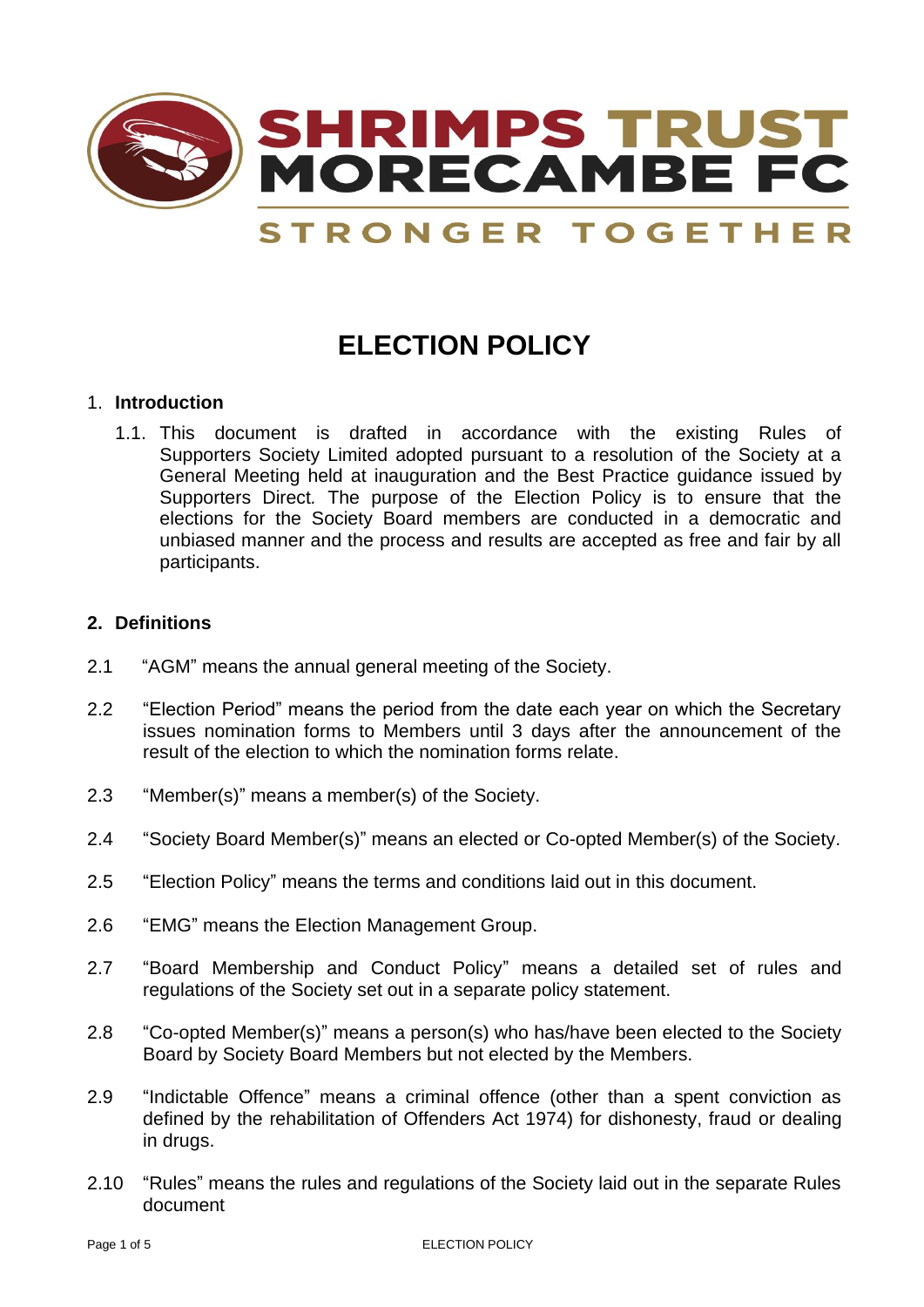SHRIMPS TRUST MORECAMBE FC

STRONGER TOGETHER

# ELECTION POLICY

## 1. Introduction

1.1. This document is drafted in accordance with the existing Rules of Supporters Society Limited adopted pursuant to a resolution of the Society at a General Meeting held at inauguration and the Best Practice guidance issued by Supporters Direct. The purpose of the Election Policy is to ensure that the elections for the Society Board members are conducted in a democratic and unbiased manner and the process and results are accepted as free and fair by all participants.

## 2. Definitions

2.1 "AGM" means the annual general meeting of the Society.

2.2 "Election Period" means the period from the date each year on which the Secretary issues nomination forms to Members until 3 days after the announcement of the result of the election to which the nomination forms relate.

2.3 "Member(s)" means a member(s) of the Society.

2.4 "Society Board Member(s)" means an elected or Co-opted Member(s) of the Society.

2.5 "Election Policy" means the terms and conditions laid out in this document.

2.6 "EMG" means the Election Management Group.

2.7 "Board Membership and Conduct Policy" means a detailed set of rules and regulations of the Society set out in a separate policy statement.

2.8 "Co-opted Member(s)" means a person(s) who has/have been elected to the Society Board by Society Board Members but not elected by the Members.

2.9 "Indictable Offence" means a criminal offence (other than a spent conviction as defined by the rehabilitation of Offenders Act 1974) for dishonesty, fraud or dealing in drugs.

2.10 "Rules" means the rules and regulations of the Society laid out in the separate Rules document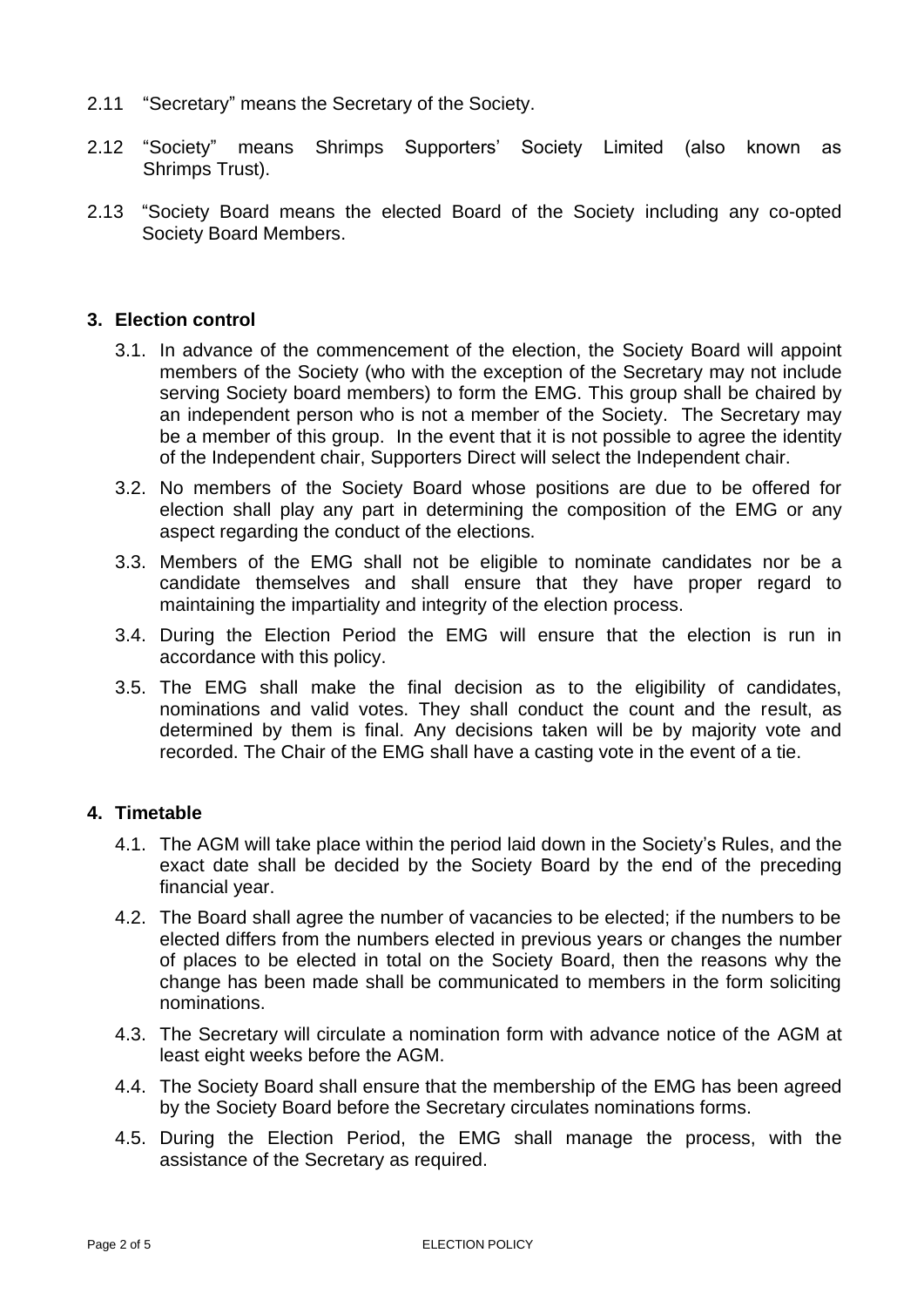2.11 "Secretary" means the Secretary of the Society.

2.12 "Society" means Shrimps Supporters' Society Limited (also known as Shrimps Trust).

2.13 "Society Board means the elected Board of the Society including any co-opted Society Board Members.

## 3. Election control

3.1. In advance of the commencement of the election, the Society Board will appoint members of the Society (who with the exception of the Secretary may not include serving Society board members) to form the EMG. This group shall be chaired by an independent person who is not a member of the Society. The Secretary may be a member of this group. In the event that it is not possible to agree the identity of the Independent chair, Supporters Direct will select the Independent chair.

3.2. No members of the Society Board whose positions are due to be offered for election shall play any part in determining the composition of the EMG or any aspect regarding the conduct of the elections.

3.3. Members of the EMG shall not be eligible to nominate candidates nor be a candidate themselves and shall ensure that they have proper regard to maintaining the impartiality and integrity of the election process.

3.4. During the Election Period the EMG will ensure that the election is run in accordance with this policy.

3.5. The EMG shall make the final decision as to the eligibility of candidates, nominations and valid votes. They shall conduct the count and the result, as determined by them is final. Any decisions taken will be by majority vote and recorded. The Chair of the EMG shall have a casting vote in the event of a tie.

## 4. Timetable

4.1. The AGM will take place within the period laid down in the Society's Rules, and the exact date shall be decided by the Society Board by the end of the preceding financial year.

4.2. The Board shall agree the number of vacancies to be elected; if the numbers to be elected differs from the numbers elected in previous years or changes the number of places to be elected in total on the Society Board, then the reasons why the change has been made shall be communicated to members in the form soliciting nominations.

4.3. The Secretary will circulate a nomination form with advance notice of the AGM at least eight weeks before the AGM.

4.4. The Society Board shall ensure that the membership of the EMG has been agreed by the Society Board before the Secretary circulates nominations forms.

4.5. During the Election Period, the EMG shall manage the process, with the assistance of the Secretary as required.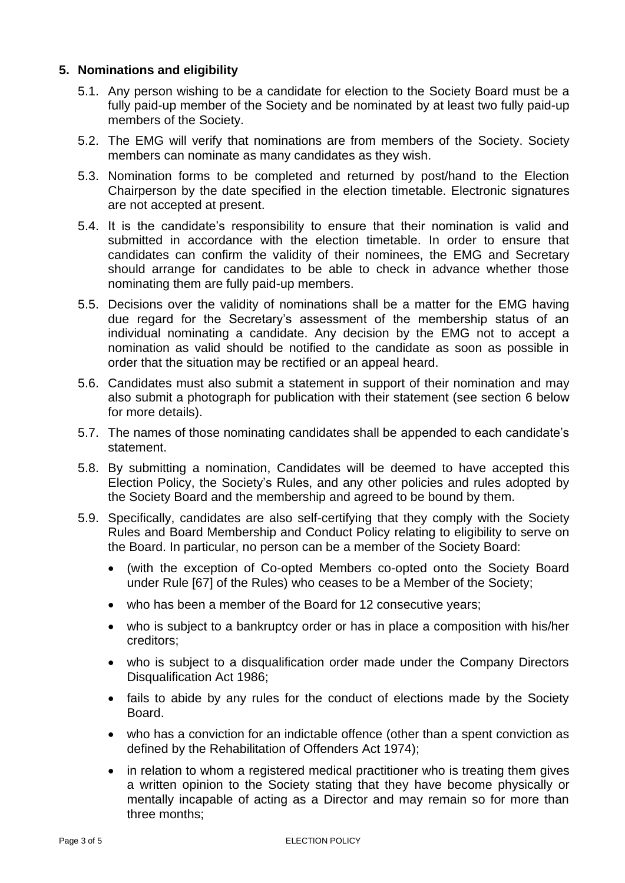## 5. Nominations and eligibility

5.1. Any person wishing to be a candidate for election to the Society Board must be a fully paid-up member of the Society and be nominated by at least two fully paid-up members of the Society.

5.2. The EMG will verify that nominations are from members of the Society. Society members can nominate as many candidates as they wish.

5.3. Nomination forms to be completed and returned by post/hand to the Election Chairperson by the date specified in the election timetable. Electronic signatures are not accepted at present.

5.4. It is the candidate's responsibility to ensure that their nomination is valid and submitted in accordance with the election timetable. In order to ensure that candidates can confirm the validity of their nominees, the EMG and Secretary should arrange for candidates to be able to check in advance whether those nominating them are fully paid-up members.

5.5. Decisions over the validity of nominations shall be a matter for the EMG having due regard for the Secretary's assessment of the membership status of an individual nominating a candidate. Any decision by the EMG not to accept a nomination as valid should be notified to the candidate as soon as possible in order that the situation may be rectified or an appeal heard.

5.6. Candidates must also submit a statement in support of their nomination and may also submit a photograph for publication with their statement (see section 6 below for more details).

5.7. The names of those nominating candidates shall be appended to each candidate's statement.

5.8. By submitting a nomination, Candidates will be deemed to have accepted this Election Policy, the Society's Rules, and any other policies and rules adopted by the Society Board and the membership and agreed to be bound by them.

5.9. Specifically, candidates are also self-certifying that they comply with the Society Rules and Board Membership and Conduct Policy relating to eligibility to serve on the Board. In particular, no person can be a member of the Society Board:

- (with the exception of Co-opted Members co-opted onto the Society Board under Rule [67] of the Rules) who ceases to be a Member of the Society;
- who has been a member of the Board for 12 consecutive years;
- who is subject to a bankruptcy order or has in place a composition with his/her creditors;
- who is subject to a disqualification order made under the Company Directors Disqualification Act 1986;
- fails to abide by any rules for the conduct of elections made by the Society Board.
- who has a conviction for an indictable offence (other than a spent conviction as defined by the Rehabilitation of Offenders Act 1974);
- in relation to whom a registered medical practitioner who is treating them gives a written opinion to the Society stating that they have become physically or mentally incapable of acting as a Director and may remain so for more than three months;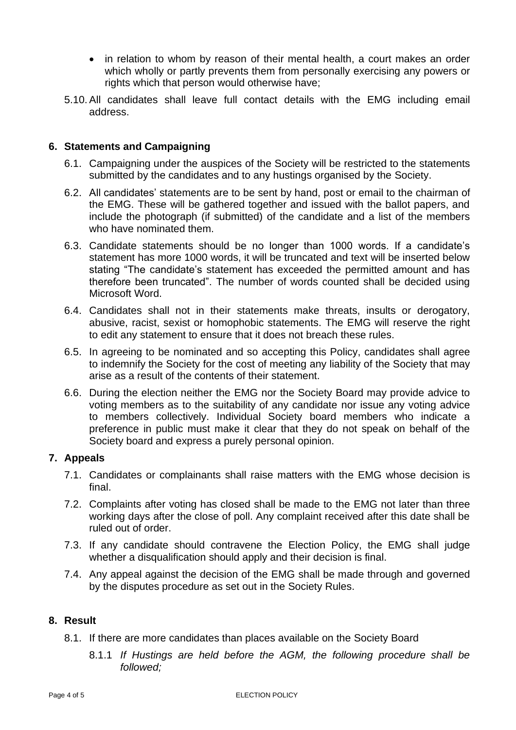- in relation to whom by reason of their mental health, a court makes an order which wholly or partly prevents them from personally exercising any powers or rights which that person would otherwise have;

5.10. All candidates shall leave full contact details with the EMG including email address.

## 6. Statements and Campaigning

6.1. Campaigning under the auspices of the Society will be restricted to the statements submitted by the candidates and to any hustings organised by the Society.

6.2. All candidates' statements are to be sent by hand, post or email to the chairman of the EMG. These will be gathered together and issued with the ballot papers, and include the photograph (if submitted) of the candidate and a list of the members who have nominated them.

6.3. Candidate statements should be no longer than 1000 words. If a candidate's statement has more 1000 words, it will be truncated and text will be inserted below stating "The candidate's statement has exceeded the permitted amount and has therefore been truncated". The number of words counted shall be decided using Microsoft Word.

6.4. Candidates shall not in their statements make threats, insults or derogatory, abusive, racist, sexist or homophobic statements. The EMG will reserve the right to edit any statement to ensure that it does not breach these rules.

6.5. In agreeing to be nominated and so accepting this Policy, candidates shall agree to indemnify the Society for the cost of meeting any liability of the Society that may arise as a result of the contents of their statement.

6.6. During the election neither the EMG nor the Society Board may provide advice to voting members as to the suitability of any candidate nor issue any voting advice to members collectively. Individual Society board members who indicate a preference in public must make it clear that they do not speak on behalf of the Society board and express a purely personal opinion.

## 7. Appeals

7.1. Candidates or complainants shall raise matters with the EMG whose decision is final.

7.2. Complaints after voting has closed shall be made to the EMG not later than three working days after the close of poll. Any complaint received after this date shall be ruled out of order.

7.3. If any candidate should contravene the Election Policy, the EMG shall judge whether a disqualification should apply and their decision is final.

7.4. Any appeal against the decision of the EMG shall be made through and governed by the disputes procedure as set out in the Society Rules.

## 8. Result

8.1. If there are more candidates than places available on the Society Board

8.1.1 *If Hustings are held before the AGM, the following procedure shall be followed;*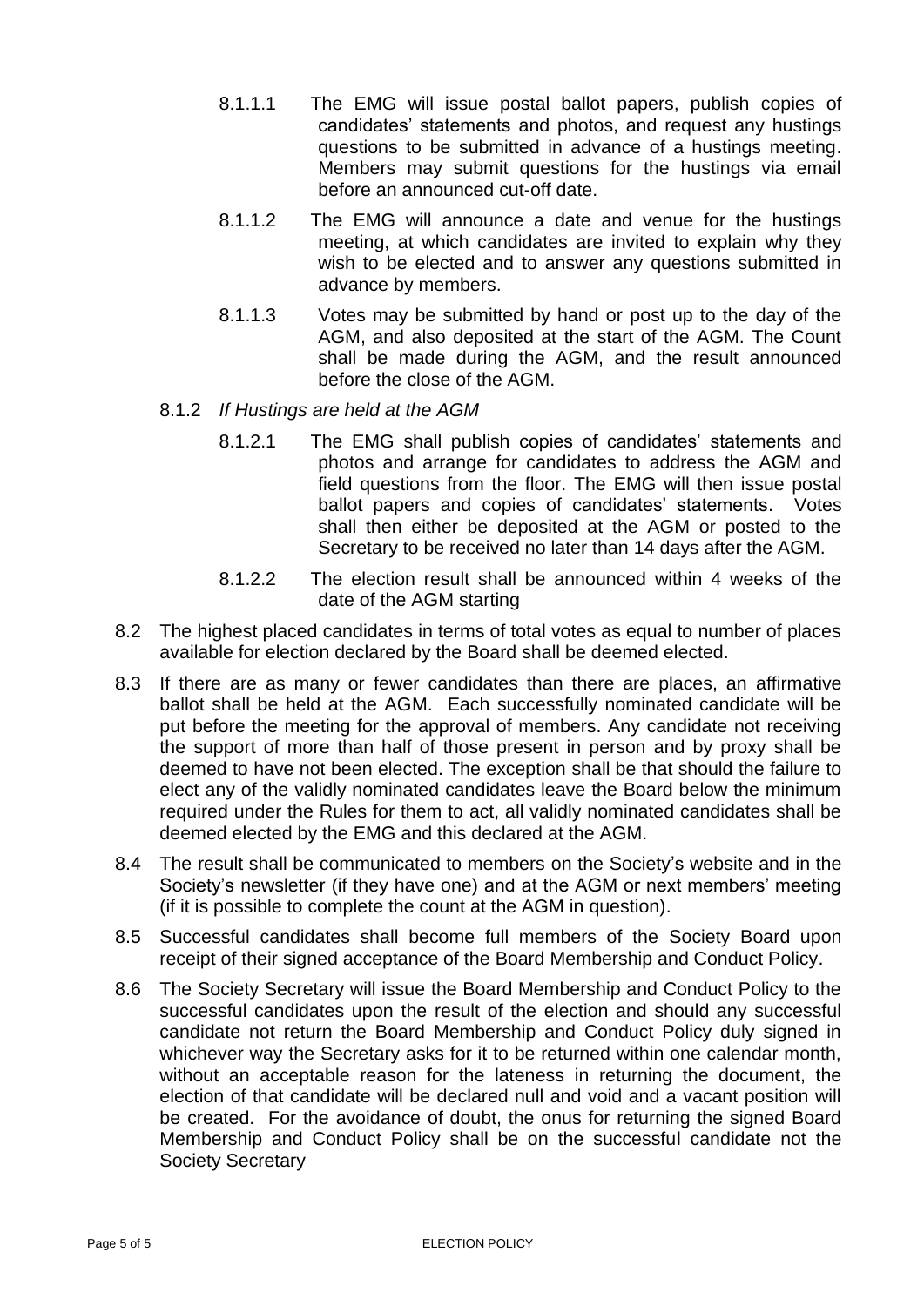8.1.1.1 The EMG will issue postal ballot papers, publish copies of candidates' statements and photos, and request any hustings questions to be submitted in advance of a hustings meeting. Members may submit questions for the hustings via email before an announced cut-off date.

8.1.1.2 The EMG will announce a date and venue for the hustings meeting, at which candidates are invited to explain why they wish to be elected and to answer any questions submitted in advance by members.

8.1.1.3 Votes may be submitted by hand or post up to the day of the AGM, and also deposited at the start of the AGM. The Count shall be made during the AGM, and the result announced before the close of the AGM.

8.1.2 *If Hustings are held at the AGM*

8.1.2.1 The EMG shall publish copies of candidates' statements and photos and arrange for candidates to address the AGM and field questions from the floor. The EMG will then issue postal ballot papers and copies of candidates' statements. Votes shall then either be deposited at the AGM or posted to the Secretary to be received no later than 14 days after the AGM.

8.1.2.2 The election result shall be announced within 4 weeks of the date of the AGM starting

8.2 The highest placed candidates in terms of total votes as equal to number of places available for election declared by the Board shall be deemed elected.

8.3 If there are as many or fewer candidates than there are places, an affirmative ballot shall be held at the AGM. Each successfully nominated candidate will be put before the meeting for the approval of members. Any candidate not receiving the support of more than half of those present in person and by proxy shall be deemed to have not been elected. The exception shall be that should the failure to elect any of the validly nominated candidates leave the Board below the minimum required under the Rules for them to act, all validly nominated candidates shall be deemed elected by the EMG and this declared at the AGM.

8.4 The result shall be communicated to members on the Society's website and in the Society's newsletter (if they have one) and at the AGM or next members' meeting (if it is possible to complete the count at the AGM in question).

8.5 Successful candidates shall become full members of the Society Board upon receipt of their signed acceptance of the Board Membership and Conduct Policy.

8.6 The Society Secretary will issue the Board Membership and Conduct Policy to the successful candidates upon the result of the election and should any successful candidate not return the Board Membership and Conduct Policy duly signed in whichever way the Secretary asks for it to be returned within one calendar month, without an acceptable reason for the lateness in returning the document, the election of that candidate will be declared null and void and a vacant position will be created. For the avoidance of doubt, the onus for returning the signed Board Membership and Conduct Policy shall be on the successful candidate not the Society Secretary